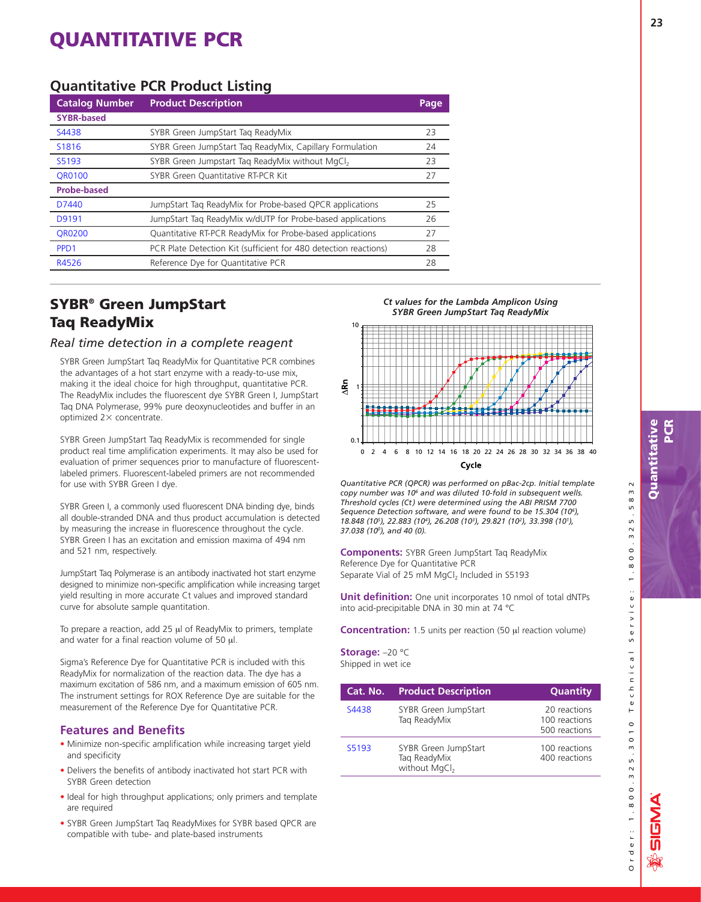# QUANTITATIVE PCR

## Quantitative PCR Product Listing

| Catalog Number | Product Description | Page |
|---|---|---|
| **SYBR-based** | | |
| S4438 | SYBR Green JumpStart Taq ReadyMix | 23 |
| S1816 | SYBR Green JumpStart Taq ReadyMix, Capillary Formulation | 24 |
| S5193 | SYBR Green Jumpstart Taq ReadyMix without $MgCl_2$ | 23 |
| QR0100 | SYBR Green Quantitative RT-PCR Kit | 27 |
| **Probe-based** | | |
| D7440 | JumpStart Taq ReadyMix for Probe-based QPCR applications | 25 |
| D9191 | JumpStart Taq ReadyMix w/dUTP for Probe-based applications | 26 |
| QR0200 | Quantitative RT-PCR ReadyMix for Probe-based applications | 27 |
| PPD1 | PCR Plate Detection Kit (sufficient for 480 detection reactions) | 28 |
| R4526 | Reference Dye for Quantitative PCR | 28 |

## SYBR® Green JumpStart Taq ReadyMix

### *Real time detection in a complete reagent*

SYBR Green JumpStart Taq ReadyMix for Quantitative PCR combines the advantages of a hot start enzyme with a ready-to-use mix, making it the ideal choice for high throughput, quantitative PCR. The ReadyMix includes the fluorescent dye SYBR Green I, JumpStart Taq DNA Polymerase, 99% pure deoxynucleotides and buffer in an optimized 2× concentrate.

SYBR Green JumpStart Taq ReadyMix is recommended for single product real time amplification experiments. It may also be used for evaluation of primer sequences prior to manufacture of fluorescent-labeled primers. Fluorescent-labeled primers are not recommended for use with SYBR Green I dye.

SYBR Green I, a commonly used fluorescent DNA binding dye, binds all double-stranded DNA and thus product accumulation is detected by measuring the increase in fluorescence throughout the cycle. SYBR Green I has an excitation and emission maxima of 494 nm and 521 nm, respectively.

JumpStart Taq Polymerase is an antibody inactivated hot start enzyme designed to minimize non-specific amplification while increasing target yield resulting in more accurate Ct values and improved standard curve for absolute sample quantitation.

To prepare a reaction, add 25 µl of ReadyMix to primers, template and water for a final reaction volume of 50 µl.

Sigma's Reference Dye for Quantitative PCR is included with this ReadyMix for normalization of the reaction data. The dye has a maximum excitation of 586 nm, and a maximum emission of 605 nm. The instrument settings for ROX Reference Dye are suitable for the measurement of the Reference Dye for Quantitative PCR.

### Features and Benefits

- Minimize non-specific amplification while increasing target yield and specificity
- Delivers the benefits of antibody inactivated hot start PCR with SYBR Green detection
- Ideal for high throughput applications; only primers and template are required
- SYBR Green JumpStart Taq ReadyMixes for SYBR based QPCR are compatible with tube- and plate-based instruments

***Ct values for the Lambda Amplicon Using SYBR Green JumpStart Taq ReadyMix***

*Quantitative PCR (QPCR) was performed on pBac-2cp. Initial template copy number was $10^6$ and was diluted 10-fold in subsequent wells. Threshold cycles (Ct) were determined using the ABI PRISM 7700 Sequence Detection software, and were found to be 15.304 ($10^6$), 18.848 ($10^5$), 22.883 ($10^4$), 26.208 ($10^3$), 29.821 ($10^2$), 33.398 ($10^1$), 37.038 ($10^0$), and 40 (0).*

**Components:** SYBR Green JumpStart Taq ReadyMix
Reference Dye for Quantitative PCR
Separate Vial of 25 mM $MgCl_2$ Included in S5193

**Unit definition:** One unit incorporates 10 nmol of total dNTPs into acid-precipitable DNA in 30 min at 74 °C

**Concentration:** 1.5 units per reaction (50 µl reaction volume)

**Storage:** –20 °C
Shipped in wet ice

| Cat. No. | Product Description | Quantity |
|---|---|---|
| S4438 | SYBR Green JumpStart Taq ReadyMix | 20 reactions<br>100 reactions<br>500 reactions |
| S5193 | SYBR Green JumpStart Taq ReadyMix without $MgCl_2$ | 100 reactions<br>400 reactions |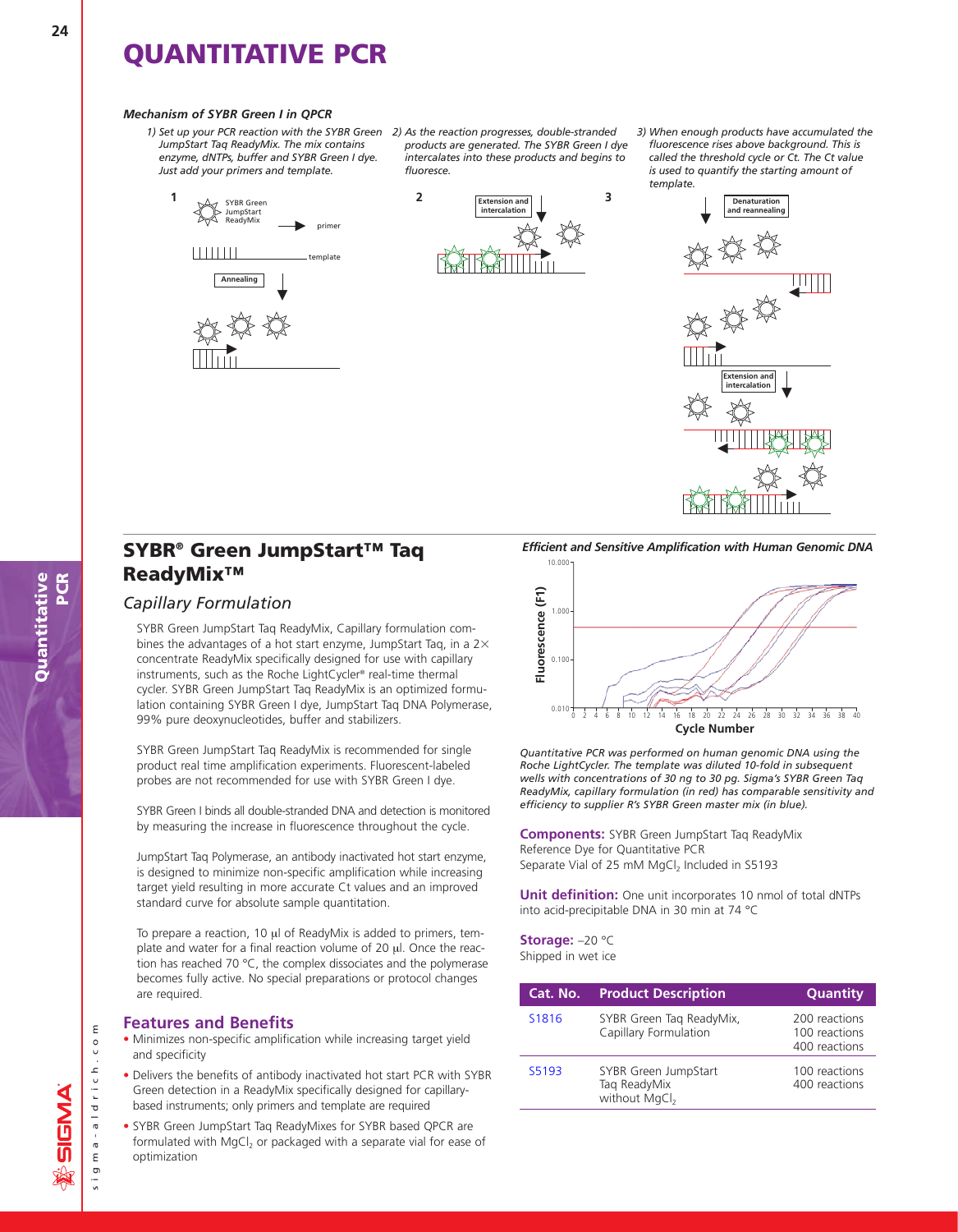# QUANTITATIVE PCR

*Mechanism of SYBR Green I in QPCR*

*1) Set up your PCR reaction with the SYBR Green JumpStart Taq ReadyMix. The mix contains enzyme, dNTPs, buffer and SYBR Green I dye. Just add your primers and template.*

*2) As the reaction progresses, double-stranded products are generated. The SYBR Green I dye intercalates into these products and begins to fluoresce.*

*3) When enough products have accumulated the fluorescence rises above background. This is called the threshold cycle or Ct. The Ct value is used to quantify the starting amount of template.*

## SYBR® Green JumpStart™ Taq ReadyMix™

### *Capillary Formulation*

SYBR Green JumpStart Taq ReadyMix, Capillary formulation combines the advantages of a hot start enzyme, JumpStart Taq, in a 2× concentrate ReadyMix specifically designed for use with capillary instruments, such as the Roche LightCycler® real-time thermal cycler. SYBR Green JumpStart Taq ReadyMix is an optimized formulation containing SYBR Green I dye, JumpStart Taq DNA Polymerase, 99% pure deoxynucleotides, buffer and stabilizers.

SYBR Green JumpStart Taq ReadyMix is recommended for single product real time amplification experiments. Fluorescent-labeled probes are not recommended for use with SYBR Green I dye.

SYBR Green I binds all double-stranded DNA and detection is monitored by measuring the increase in fluorescence throughout the cycle.

JumpStart Taq Polymerase, an antibody inactivated hot start enzyme, is designed to minimize non-specific amplification while increasing target yield resulting in more accurate Ct values and an improved standard curve for absolute sample quantitation.

To prepare a reaction, 10 µl of ReadyMix is added to primers, template and water for a final reaction volume of 20 µl. Once the reaction has reached 70 °C, the complex dissociates and the polymerase becomes fully active. No special preparations or protocol changes are required.

### Features and Benefits

- Minimizes non-specific amplification while increasing target yield and specificity
- Delivers the benefits of antibody inactivated hot start PCR with SYBR Green detection in a ReadyMix specifically designed for capillary-based instruments; only primers and template are required
- SYBR Green JumpStart Taq ReadyMixes for SYBR based QPCR are formulated with $MgCl_2$ or packaged with a separate vial for ease of optimization

*Efficient and Sensitive Amplification with Human Genomic DNA*

*Quantitative PCR was performed on human genomic DNA using the Roche LightCycler. The template was diluted 10-fold in subsequent wells with concentrations of 30 ng to 30 pg. Sigma's SYBR Green Taq ReadyMix, capillary formulation (in red) has comparable sensitivity and efficiency to supplier R's SYBR Green master mix (in blue).*

**Components:** SYBR Green JumpStart Taq ReadyMix
Reference Dye for Quantitative PCR
Separate Vial of 25 mM $MgCl_2$ Included in S5193

**Unit definition:** One unit incorporates 10 nmol of total dNTPs into acid-precipitable DNA in 30 min at 74 °C

**Storage:** –20 °C
Shipped in wet ice

| Cat. No. | Product Description | Quantity |
|---|---|---|
| S1816 | SYBR Green Taq ReadyMix, Capillary Formulation | 200 reactions<br>100 reactions<br>400 reactions |
| S5193 | SYBR Green JumpStart Taq ReadyMix without $MgCl_2$ | 100 reactions<br>400 reactions |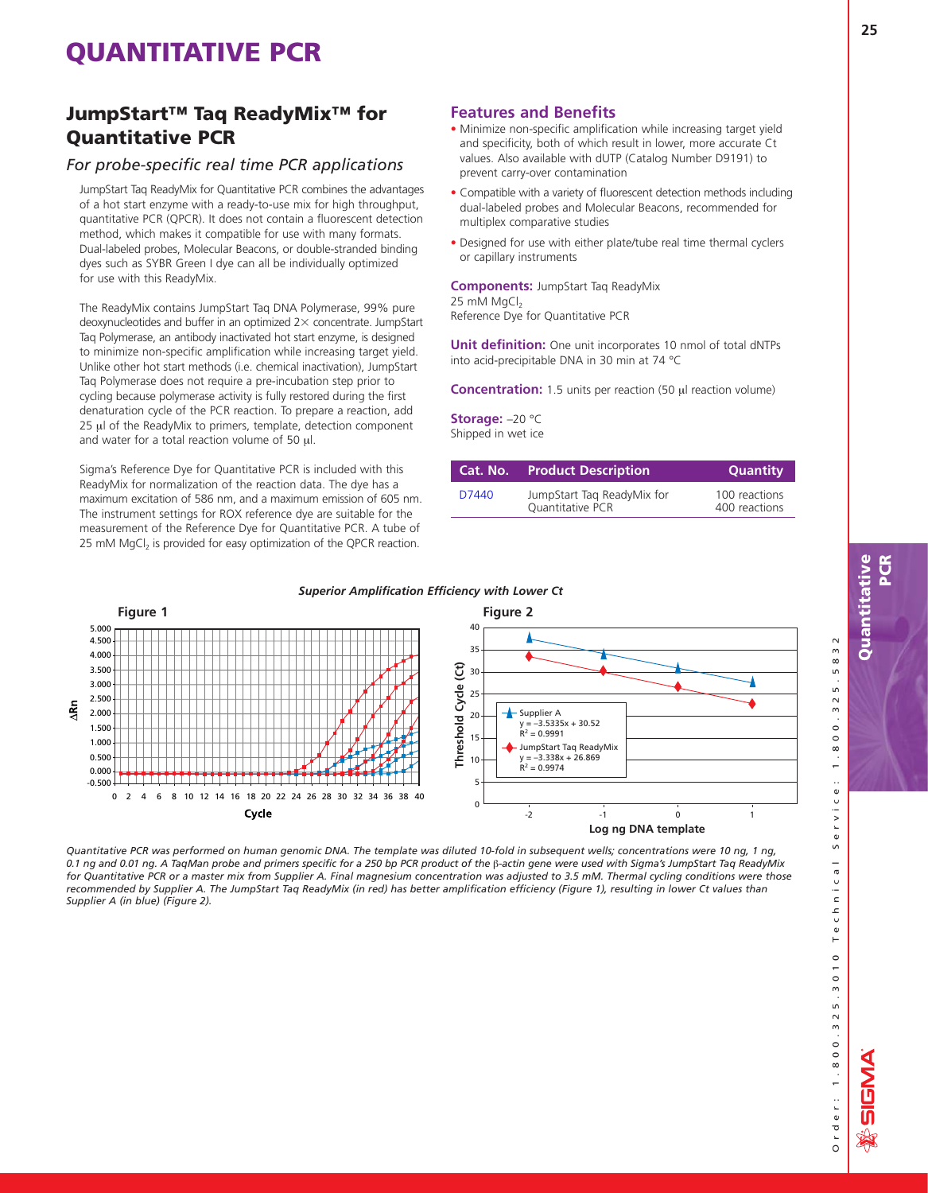# QUANTITATIVE PCR

## JumpStart™ Taq ReadyMix™ for Quantitative PCR

### *For probe-specific real time PCR applications*

JumpStart Taq ReadyMix for Quantitative PCR combines the advantages of a hot start enzyme with a ready-to-use mix for high throughput, quantitative PCR (QPCR). It does not contain a fluorescent detection method, which makes it compatible for use with many formats. Dual-labeled probes, Molecular Beacons, or double-stranded binding dyes such as SYBR Green I dye can all be individually optimized for use with this ReadyMix.

The ReadyMix contains JumpStart Taq DNA Polymerase, 99% pure deoxynucleotides and buffer in an optimized 2× concentrate. JumpStart Taq Polymerase, an antibody inactivated hot start enzyme, is designed to minimize non-specific amplification while increasing target yield. Unlike other hot start methods (i.e. chemical inactivation), JumpStart Taq Polymerase does not require a pre-incubation step prior to cycling because polymerase activity is fully restored during the first denaturation cycle of the PCR reaction. To prepare a reaction, add 25 μl of the ReadyMix to primers, template, detection component and water for a total reaction volume of 50 μl.

Sigma's Reference Dye for Quantitative PCR is included with this ReadyMix for normalization of the reaction data. The dye has a maximum excitation of 586 nm, and a maximum emission of 605 nm. The instrument settings for ROX reference dye are suitable for the measurement of the Reference Dye for Quantitative PCR. A tube of 25 mM $MgCl_2$ is provided for easy optimization of the QPCR reaction.

### Features and Benefits

- Minimize non-specific amplification while increasing target yield and specificity, both of which result in lower, more accurate Ct values. Also available with dUTP (Catalog Number D9191) to prevent carry-over contamination
- Compatible with a variety of fluorescent detection methods including dual-labeled probes and Molecular Beacons, recommended for multiplex comparative studies
- Designed for use with either plate/tube real time thermal cyclers or capillary instruments

**Components:** JumpStart Taq ReadyMix
25 mM $MgCl_2$
Reference Dye for Quantitative PCR

**Unit definition:** One unit incorporates 10 nmol of total dNTPs into acid-precipitable DNA in 30 min at 74 °C

**Concentration:** 1.5 units per reaction (50 μl reaction volume)

**Storage:** –20 °C
Shipped in wet ice

| Cat. No. | Product Description | Quantity |
|---|---|---|
| D7440 | JumpStart Taq ReadyMix for Quantitative PCR | 100 reactions<br>400 reactions |

***Superior Amplification Efficiency with Lower Ct***

**Figure 1**

**Figure 2**

Supplier A: $y = -3.5335x + 30.52$, $R^2 = 0.9991$

JumpStart Taq ReadyMix: $y = -3.338x + 26.869$, $R^2 = 0.9974$

*Quantitative PCR was performed on human genomic DNA. The template was diluted 10-fold in subsequent wells; concentrations were 10 ng, 1 ng, 0.1 ng and 0.01 ng. A TaqMan probe and primers specific for a 250 bp PCR product of the β-actin gene were used with Sigma's JumpStart Taq ReadyMix for Quantitative PCR or a master mix from Supplier A. Final magnesium concentration was adjusted to 3.5 mM. Thermal cycling conditions were those recommended by Supplier A. The JumpStart Taq ReadyMix (in red) has better amplification efficiency (Figure 1), resulting in lower Ct values than Supplier A (in blue) (Figure 2).*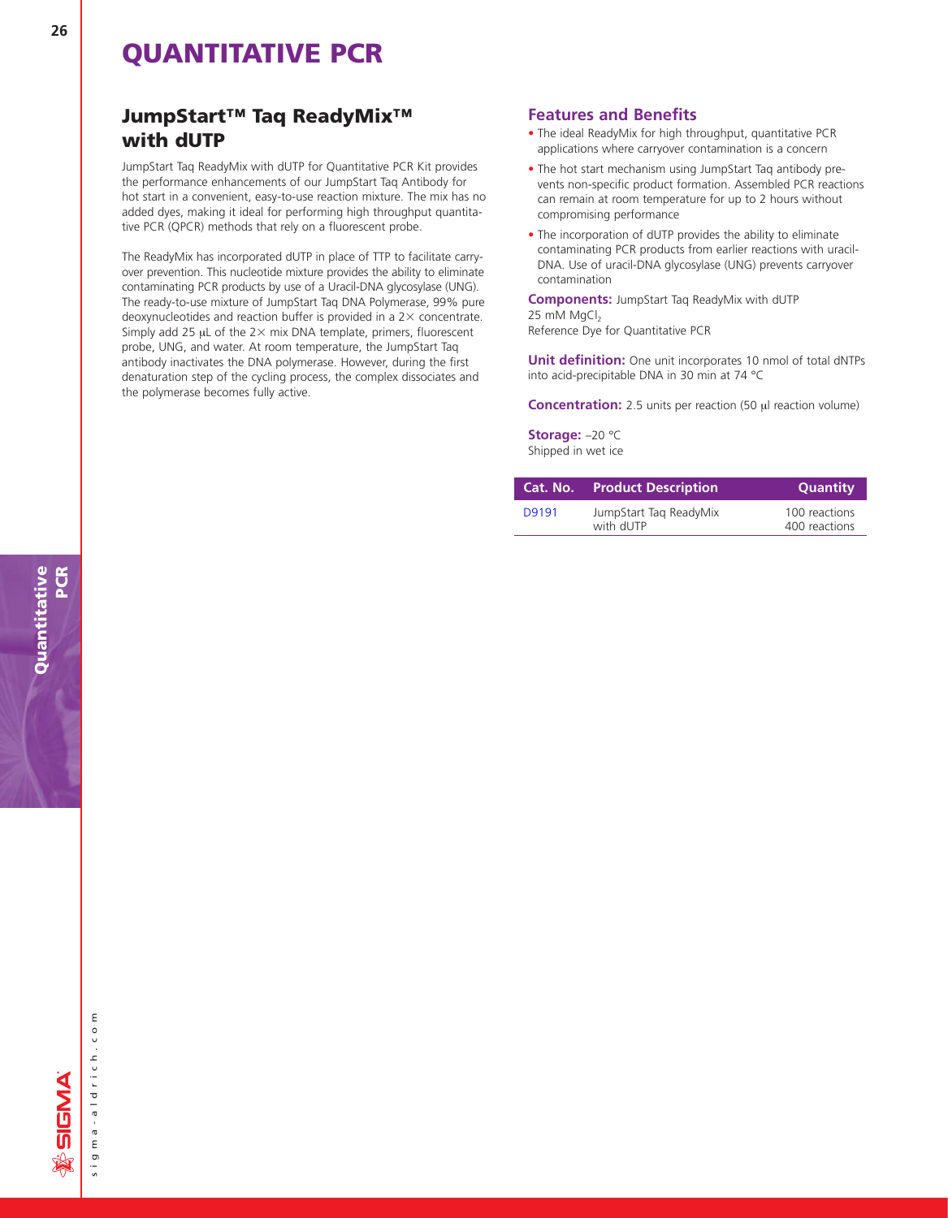# QUANTITATIVE PCR

## JumpStart™ Taq ReadyMix™ with dUTP

JumpStart Taq ReadyMix with dUTP for Quantitative PCR Kit provides the performance enhancements of our JumpStart Taq Antibody for hot start in a convenient, easy-to-use reaction mixture. The mix has no added dyes, making it ideal for performing high throughput quantitative PCR (QPCR) methods that rely on a fluorescent probe.

The ReadyMix has incorporated dUTP in place of TTP to facilitate carryover prevention. This nucleotide mixture provides the ability to eliminate contaminating PCR products by use of a Uracil-DNA glycosylase (UNG). The ready-to-use mixture of JumpStart Taq DNA Polymerase, 99% pure deoxynucleotides and reaction buffer is provided in a 2× concentrate. Simply add 25 μL of the 2× mix DNA template, primers, fluorescent probe, UNG, and water. At room temperature, the JumpStart Taq antibody inactivates the DNA polymerase. However, during the first denaturation step of the cycling process, the complex dissociates and the polymerase becomes fully active.

### Features and Benefits

- The ideal ReadyMix for high throughput, quantitative PCR applications where carryover contamination is a concern
- The hot start mechanism using JumpStart Taq antibody prevents non-specific product formation. Assembled PCR reactions can remain at room temperature for up to 2 hours without compromising performance
- The incorporation of dUTP provides the ability to eliminate contaminating PCR products from earlier reactions with uracil-DNA. Use of uracil-DNA glycosylase (UNG) prevents carryover contamination

**Components:** JumpStart Taq ReadyMix with dUTP
25 mM $MgCl_2$
Reference Dye for Quantitative PCR

**Unit definition:** One unit incorporates 10 nmol of total dNTPs into acid-precipitable DNA in 30 min at 74 °C

**Concentration:** 2.5 units per reaction (50 μl reaction volume)

**Storage:** –20 °C
Shipped in wet ice

| Cat. No. | Product Description | Quantity |
|---|---|---|
| D9191 | JumpStart Taq ReadyMix with dUTP | 100 reactions<br>400 reactions |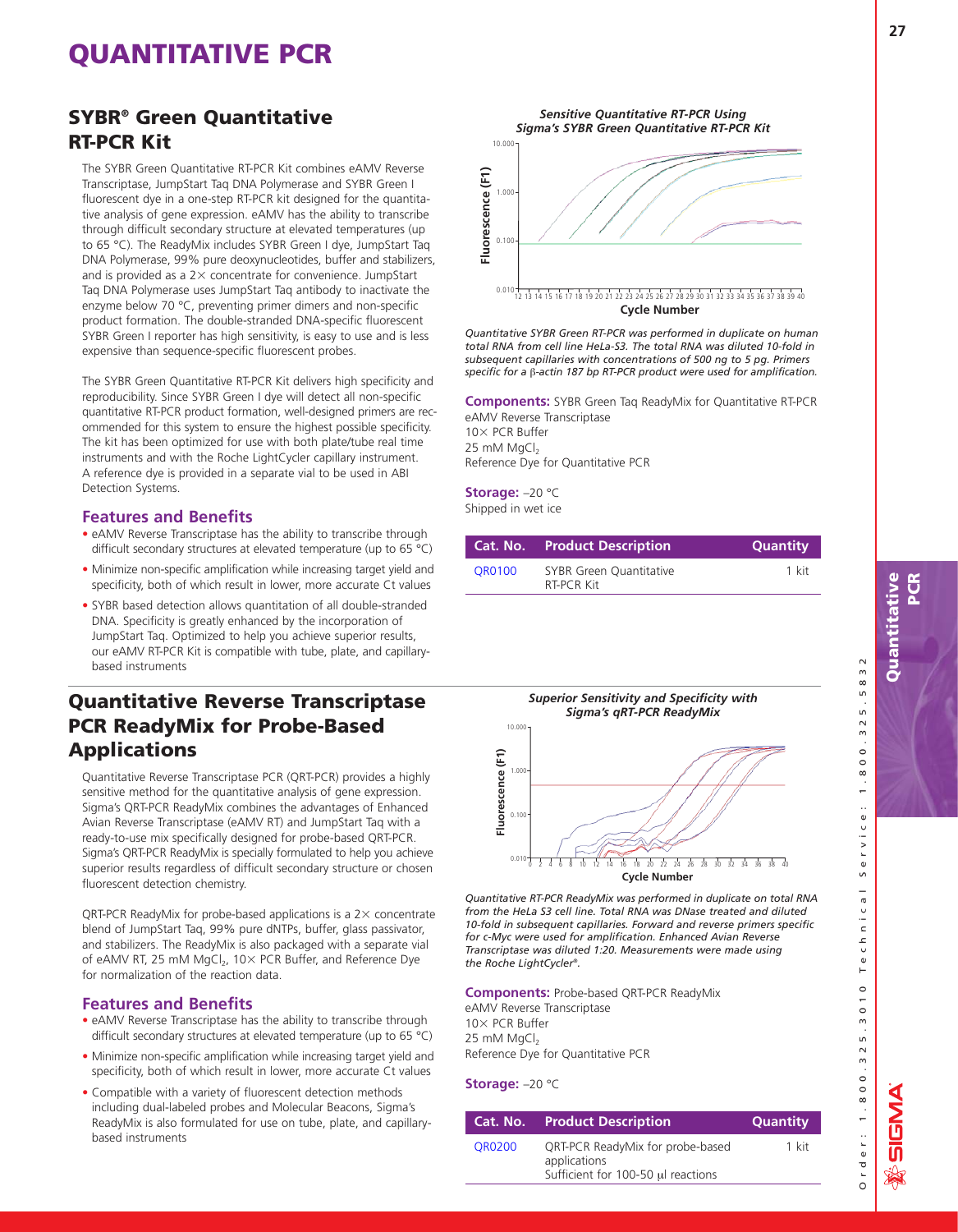# QUANTITATIVE PCR

## SYBR® Green Quantitative RT-PCR Kit

The SYBR Green Quantitative RT-PCR Kit combines eAMV Reverse Transcriptase, JumpStart Taq DNA Polymerase and SYBR Green I fluorescent dye in a one-step RT-PCR kit designed for the quantitative analysis of gene expression. eAMV has the ability to transcribe through difficult secondary structure at elevated temperatures (up to 65 °C). The ReadyMix includes SYBR Green I dye, JumpStart Taq DNA Polymerase, 99% pure deoxynucleotides, buffer and stabilizers, and is provided as a 2× concentrate for convenience. JumpStart Taq DNA Polymerase uses JumpStart Taq antibody to inactivate the enzyme below 70 °C, preventing primer dimers and non-specific product formation. The double-stranded DNA-specific fluorescent SYBR Green I reporter has high sensitivity, is easy to use and is less expensive than sequence-specific fluorescent probes.

The SYBR Green Quantitative RT-PCR Kit delivers high specificity and reproducibility. Since SYBR Green I dye will detect all non-specific quantitative RT-PCR product formation, well-designed primers are recommended for this system to ensure the highest possible specificity. The kit has been optimized for use with both plate/tube real time instruments and with the Roche LightCycler capillary instrument. A reference dye is provided in a separate vial to be used in ABI Detection Systems.

### Features and Benefits

- eAMV Reverse Transcriptase has the ability to transcribe through difficult secondary structures at elevated temperature (up to 65 °C)
- Minimize non-specific amplification while increasing target yield and specificity, both of which result in lower, more accurate Ct values
- SYBR based detection allows quantitation of all double-stranded DNA. Specificity is greatly enhanced by the incorporation of JumpStart Taq. Optimized to help you achieve superior results, our eAMV RT-PCR Kit is compatible with tube, plate, and capillary-based instruments

***Sensitive Quantitative RT-PCR Using Sigma's SYBR Green Quantitative RT-PCR Kit***

*Quantitative SYBR Green RT-PCR was performed in duplicate on human total RNA from cell line HeLa-S3. The total RNA was diluted 10-fold in subsequent capillaries with concentrations of 500 ng to 5 pg. Primers specific for a β-actin 187 bp RT-PCR product were used for amplification.*

**Components:** SYBR Green Taq ReadyMix for Quantitative RT-PCR
eAMV Reverse Transcriptase
10× PCR Buffer
25 mM $MgCl_2$
Reference Dye for Quantitative PCR

**Storage:** –20 °C
Shipped in wet ice

| Cat. No. | Product Description | Quantity |
|---|---|---|
| QR0100 | SYBR Green Quantitative RT-PCR Kit | 1 kit |

## Quantitative Reverse Transcriptase PCR ReadyMix for Probe-Based Applications

Quantitative Reverse Transcriptase PCR (QRT-PCR) provides a highly sensitive method for the quantitative analysis of gene expression. Sigma's QRT-PCR ReadyMix combines the advantages of Enhanced Avian Reverse Transcriptase (eAMV RT) and JumpStart Taq with a ready-to-use mix specifically designed for probe-based QRT-PCR. Sigma's QRT-PCR ReadyMix is specially formulated to help you achieve superior results regardless of difficult secondary structure or chosen fluorescent detection chemistry.

QRT-PCR ReadyMix for probe-based applications is a 2× concentrate blend of JumpStart Taq, 99% pure dNTPs, buffer, glass passivator, and stabilizers. The ReadyMix is also packaged with a separate vial of eAMV RT, 25 mM $MgCl_2$, 10× PCR Buffer, and Reference Dye for normalization of the reaction data.

### Features and Benefits

- eAMV Reverse Transcriptase has the ability to transcribe through difficult secondary structures at elevated temperature (up to 65 °C)
- Minimize non-specific amplification while increasing target yield and specificity, both of which result in lower, more accurate Ct values
- Compatible with a variety of fluorescent detection methods including dual-labeled probes and Molecular Beacons, Sigma's ReadyMix is also formulated for use on tube, plate, and capillary-based instruments

***Superior Sensitivity and Specificity with Sigma's qRT-PCR ReadyMix***

*Quantitative RT-PCR ReadyMix was performed in duplicate on total RNA from the HeLa S3 cell line. Total RNA was DNase treated and diluted 10-fold in subsequent capillaries. Forward and reverse primers specific for c-Myc were used for amplification. Enhanced Avian Reverse Transcriptase was diluted 1:20. Measurements were made using the Roche LightCycler®.*

**Components:** Probe-based QRT-PCR ReadyMix
eAMV Reverse Transcriptase
10× PCR Buffer
25 mM $MgCl_2$
Reference Dye for Quantitative PCR

**Storage:** –20 °C

| Cat. No. | Product Description | Quantity |
|---|---|---|
| QR0200 | QRT-PCR ReadyMix for probe-based applications<br>Sufficient for 100-50 μl reactions | 1 kit |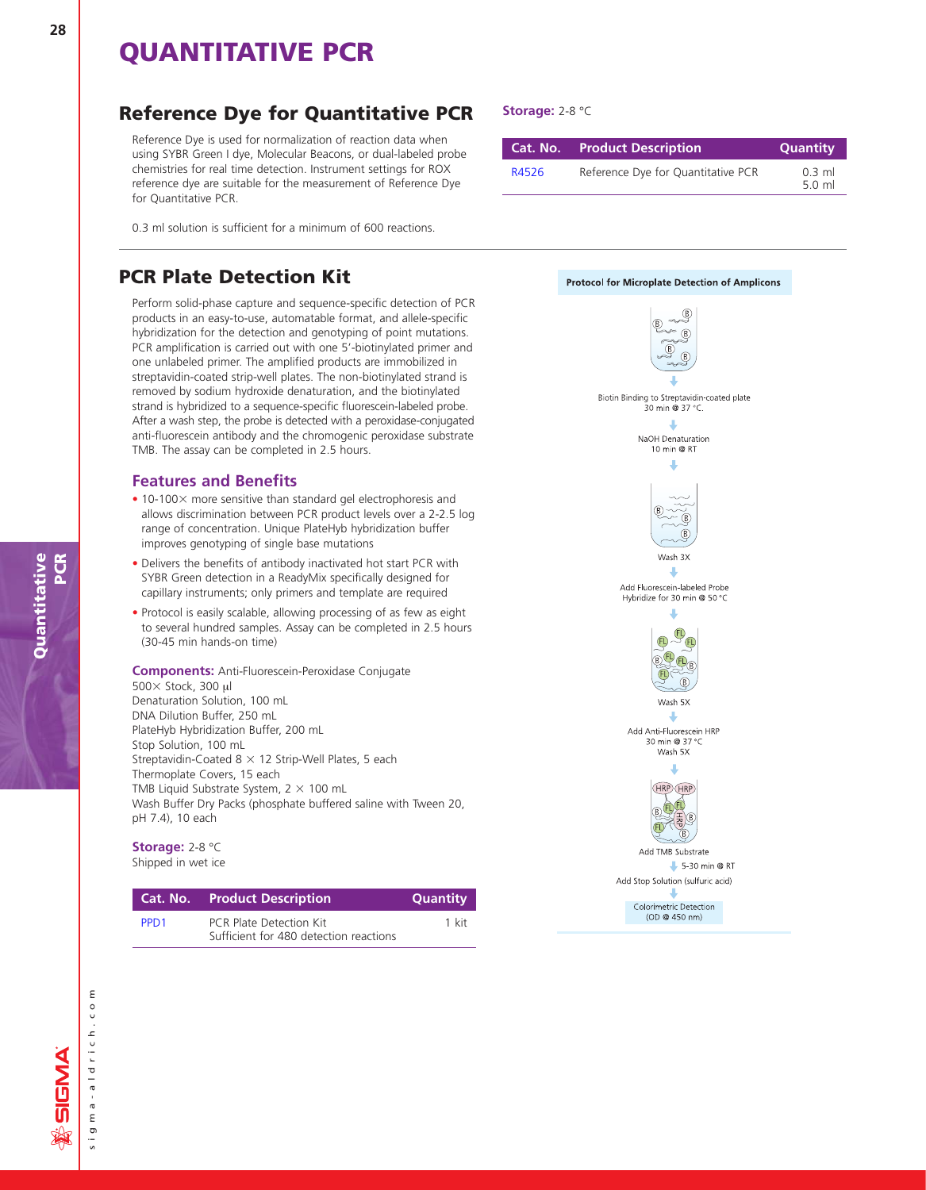# QUANTITATIVE PCR

## Reference Dye for Quantitative PCR

Reference Dye is used for normalization of reaction data when using SYBR Green I dye, Molecular Beacons, or dual-labeled probe chemistries for real time detection. Instrument settings for ROX reference dye are suitable for the measurement of Reference Dye for Quantitative PCR.

0.3 ml solution is sufficient for a minimum of 600 reactions.

**Storage:** 2-8 °C

| Cat. No. | Product Description | Quantity |
|---|---|---|
| R4526 | Reference Dye for Quantitative PCR | 0.3 ml<br>5.0 ml |

## PCR Plate Detection Kit

Perform solid-phase capture and sequence-specific detection of PCR products in an easy-to-use, automatable format, and allele-specific hybridization for the detection and genotyping of point mutations. PCR amplification is carried out with one 5'-biotinylated primer and one unlabeled primer. The amplified products are immobilized in streptavidin-coated strip-well plates. The non-biotinylated strand is removed by sodium hydroxide denaturation, and the biotinylated strand is hybridized to a sequence-specific fluorescein-labeled probe. After a wash step, the probe is detected with a peroxidase-conjugated anti-fluorescein antibody and the chromogenic peroxidase substrate TMB. The assay can be completed in 2.5 hours.

### Features and Benefits

- 10-100× more sensitive than standard gel electrophoresis and allows discrimination between PCR product levels over a 2-2.5 log range of concentration. Unique PlateHyb hybridization buffer improves genotyping of single base mutations
- Delivers the benefits of antibody inactivated hot start PCR with SYBR Green detection in a ReadyMix specifically designed for capillary instruments; only primers and template are required
- Protocol is easily scalable, allowing processing of as few as eight to several hundred samples. Assay can be completed in 2.5 hours (30-45 min hands-on time)

**Components:** Anti-Fluorescein-Peroxidase Conjugate 500× Stock, 300 μl
Denaturation Solution, 100 mL
DNA Dilution Buffer, 250 mL
PlateHyb Hybridization Buffer, 200 mL
Stop Solution, 100 mL
Streptavidin-Coated 8 × 12 Strip-Well Plates, 5 each
Thermoplate Covers, 15 each
TMB Liquid Substrate System, 2 × 100 mL
Wash Buffer Dry Packs (phosphate buffered saline with Tween 20, pH 7.4), 10 each

**Storage:** 2-8 °C
Shipped in wet ice

| Cat. No. | Product Description | Quantity |
|---|---|---|
| PPD1 | PCR Plate Detection Kit<br>Sufficient for 480 detection reactions | 1 kit |

**Protocol for Microplate Detection of Amplicons**

Biotin Binding to Streptavidin-coated plate
30 min @ 37 °C.

NaOH Denaturation
10 min @ RT

Wash 3X

Add Fluorescein-labeled Probe
Hybridize for 30 min @ 50 °C

Wash 5X

Add Anti-Fluorescein HRP
30 min @ 37 °C
Wash 5X

Add TMB Substrate
5-30 min @ RT
Add Stop Solution (sulfuric acid)

Colorimetric Detection
(OD @ 450 nm)